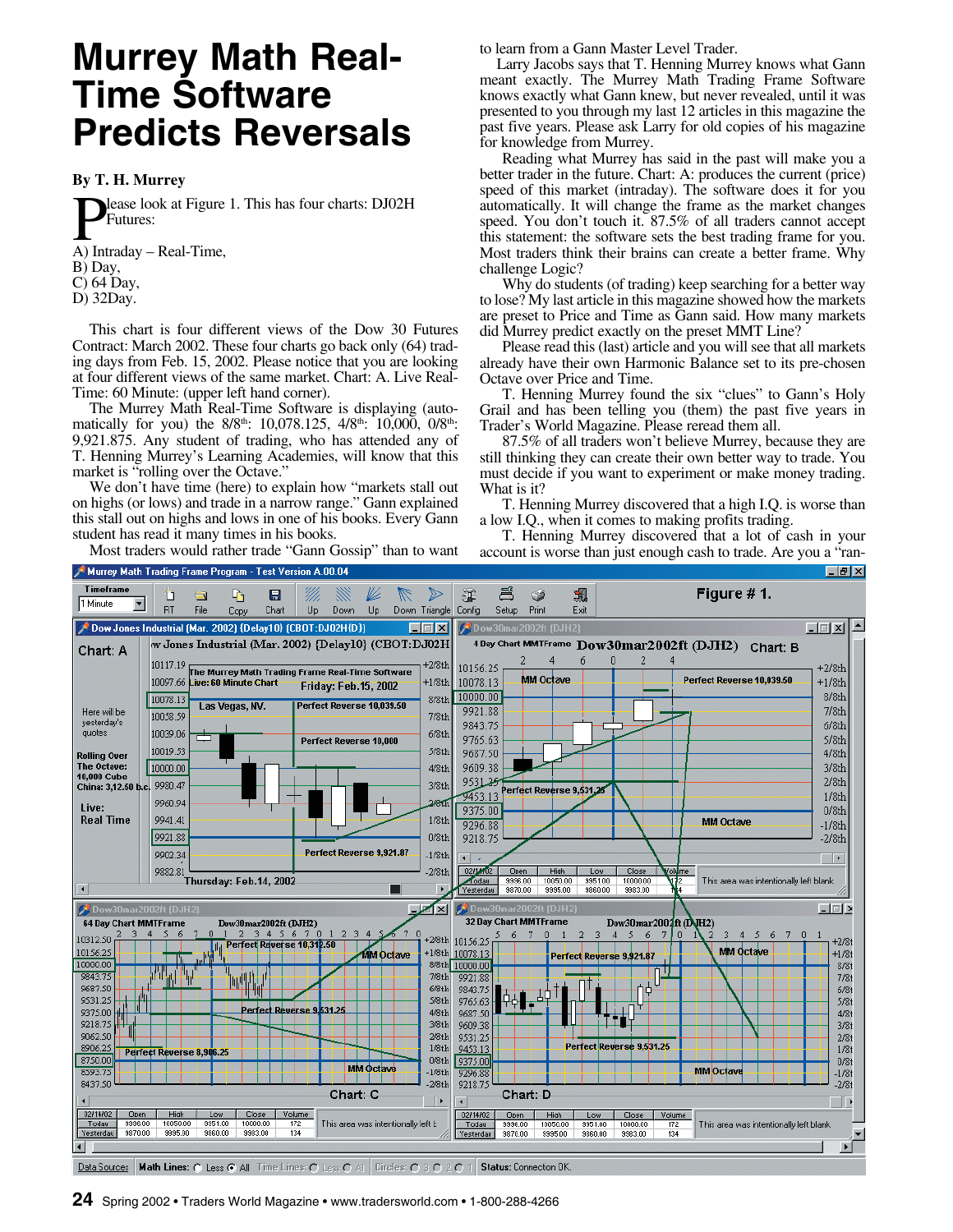# Murrey Math Real-Time Software Predicts Reversals

**By T. H. Murrey**

Please look at Figure 1. This has four charts: DJ02H Futures:

A) Intraday – Real-Time,
B) Day,
C) 64 Day,
D) 32Day.

This chart is four different views of the Dow 30 Futures Contract: March 2002. These four charts go back only (64) trading days from Feb. 15, 2002. Please notice that you are looking at four different views of the same market. Chart: A. Live Real-Time: 60 Minute: (upper left hand corner).

The Murrey Math Real-Time Software is displaying (automatically for you) the 8/8th: 10,078.125, 4/8th: 10,000, 0/8th: 9,921.875. Any student of trading, who has attended any of T. Henning Murrey's Learning Academies, will know that this market is "rolling over the Octave."

We don't have time (here) to explain how "markets stall out on highs (or lows) and trade in a narrow range." Gann explained this stall out on highs and lows in one of his books. Every Gann student has read it many times in his books.

Most traders would rather trade "Gann Gossip" than to want to learn from a Gann Master Level Trader.

Larry Jacobs says that T. Henning Murrey knows what Gann meant exactly. The Murrey Math Trading Frame Software knows exactly what Gann knew, but never revealed, until it was presented to you through my last 12 articles in this magazine the past five years. Please ask Larry for old copies of his magazine for knowledge from Murrey.

Reading what Murrey has said in the past will make you a better trader in the future. Chart: A: produces the current (price) speed of this market (intraday). The software does it for you automatically. It will change the frame as the market changes speed. You don't touch it. 87.5% of all traders cannot accept this statement: the software sets the best trading frame for you. Most traders think their brains can create a better frame. Why challenge Logic?

Why do students (of trading) keep searching for a better way to lose? My last article in this magazine showed how the markets are preset to Price and Time as Gann said. How many markets did Murrey predict exactly on the preset MMT Line?

Please read this (last) article and you will see that all markets already have their own Harmonic Balance set to its pre-chosen Octave over Price and Time.

T. Henning Murrey found the six "clues" to Gann's Holy Grail and has been telling you (them) the past five years in Trader's World Magazine. Please reread them all.

87.5% of all traders won't believe Murrey, because they are still thinking they can create their own better way to trade. You must decide if you want to experiment or make money trading. What is it?

T. Henning Murrey discovered that a high I.Q. is worse than a low I.Q., when it comes to making profits trading.

T. Henning Murrey discovered that a lot of cash in your account is worse than just enough cash to trade. Are you a "ran-

**Figure # 1.**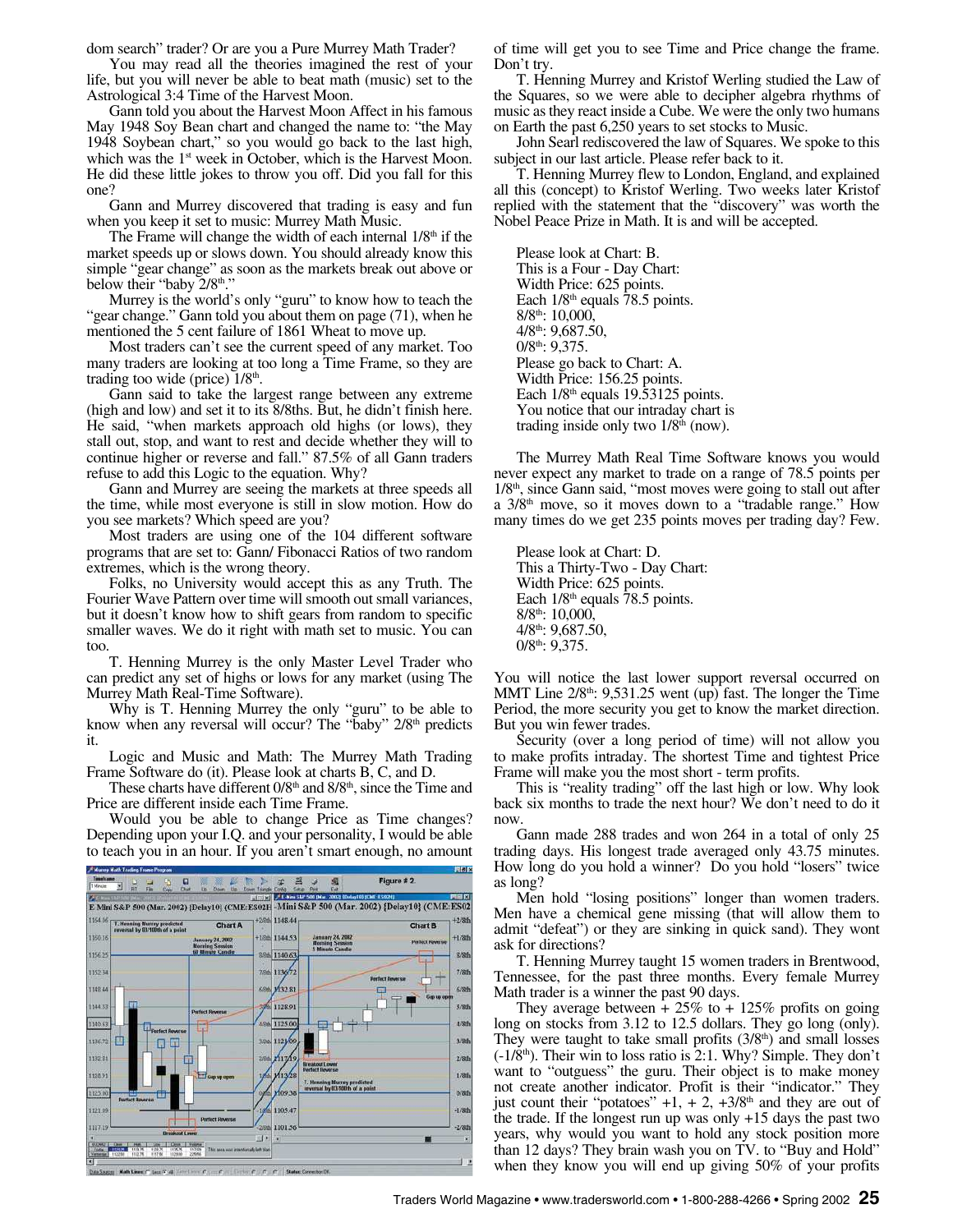dom search" trader? Or are you a Pure Murrey Math Trader?

You may read all the theories imagined the rest of your life, but you will never be able to beat math (music) set to the Astrological 3:4 Time of the Harvest Moon.

Gann told you about the Harvest Moon Affect in his famous May 1948 Soy Bean chart and changed the name to: "the May 1948 Soybean chart," so you would go back to the last high, which was the 1st week in October, which is the Harvest Moon. He did these little jokes to throw you off. Did you fall for this one?

Gann and Murrey discovered that trading is easy and fun when you keep it set to music: Murrey Math Music.

The Frame will change the width of each internal 1/8th if the market speeds up or slows down. You should already know this simple "gear change" as soon as the markets break out above or below their "baby 2/8th."

Murrey is the world's only "guru" to know how to teach the "gear change." Gann told you about them on page (71), when he mentioned the 5 cent failure of 1861 Wheat to move up.

Most traders can't see the current speed of any market. Too many traders are looking at too long a Time Frame, so they are trading too wide (price) 1/8th.

Gann said to take the largest range between any extreme (high and low) and set it to its 8/8ths. But, he didn't finish here. He said, "when markets approach old highs (or lows), they stall out, stop, and want to rest and decide whether they will to continue higher or reverse and fall." 87.5% of all Gann traders refuse to add this Logic to the equation. Why?

Gann and Murrey are seeing the markets at three speeds all the time, while most everyone is still in slow motion. How do you see markets? Which speed are you?

Most traders are using one of the 104 different software programs that are set to: Gann/ Fibonacci Ratios of two random extremes, which is the wrong theory.

Folks, no University would accept this as any Truth. The Fourier Wave Pattern over time will smooth out small variances, but it doesn't know how to shift gears from random to specific smaller waves. We do it right with math set to music. You can too.

T. Henning Murrey is the only Master Level Trader who can predict any set of highs or lows for any market (using The Murrey Math Real-Time Software).

Why is T. Henning Murrey the only "guru" to be able to know when any reversal will occur? The "baby" 2/8th predicts it.

Logic and Music and Math: The Murrey Math Trading Frame Software do (it). Please look at charts B, C, and D.

These charts have different 0/8th and 8/8th, since the Time and Price are different inside each Time Frame.

Would you be able to change Price as Time changes? Depending upon your I.Q. and your personality, I would be able to teach you in an hour. If you aren't smart enough, no amount of time will get you to see Time and Price change the frame. Don't try.

Figure # 2.

T. Henning Murrey and Kristof Werling studied the Law of the Squares, so we were able to decipher algebra rhythms of music as they react inside a Cube. We were the only two humans on Earth the past 6,250 years to set stocks to Music.

John Searl rediscovered the law of Squares. We spoke to this subject in our last article. Please refer back to it.

T. Henning Murrey flew to London, England, and explained all this (concept) to Kristof Werling. Two weeks later Kristof replied with the statement that the "discovery" was worth the Nobel Peace Prize in Math. It is and will be accepted.

Please look at Chart: B.
This is a Four - Day Chart:
Width Price: 625 points.
Each 1/8th equals 78.5 points.
8/8th: 10,000,
4/8th: 9,687.50,
0/8th: 9,375.
Please go back to Chart: A.
Width Price: 156.25 points.
Each 1/8th equals 19.53125 points.
You notice that our intraday chart is trading inside only two 1/8th (now).

The Murrey Math Real Time Software knows you would never expect any market to trade on a range of 78.5 points per 1/8th, since Gann said, "most moves were going to stall out after a 3/8th move, so it moves down to a "tradable range." How many times do we get 235 points moves per trading day? Few.

Please look at Chart: D.
This a Thirty-Two - Day Chart:
Width Price: 625 points.
Each 1/8th equals 78.5 points.
8/8th: 10,000,
4/8th: 9,687.50,
0/8th: 9,375.

You will notice the last lower support reversal occurred on MMT Line 2/8th: 9,531.25 went (up) fast. The longer the Time Period, the more security you get to know the market direction. But you win fewer trades.

Security (over a long period of time) will not allow you to make profits intraday. The shortest Time and tightest Price Frame will make you the most short - term profits.

This is "reality trading" off the last high or low. Why look back six months to trade the next hour? We don't need to do it now.

Gann made 288 trades and won 264 in a total of only 25 trading days. His longest trade averaged only 43.75 minutes. How long do you hold a winner? Do you hold "losers" twice as long?

Men hold "losing positions" longer than women traders. Men have a chemical gene missing (that will allow them to admit "defeat") or they are sinking in quick sand). They wont ask for directions?

T. Henning Murrey taught 15 women traders in Brentwood, Tennessee, for the past three months. Every female Murrey Math trader is a winner the past 90 days.

They average between + 25% to + 125% profits on going long on stocks from 3.12 to 12.5 dollars. They go long (only). They were taught to take small profits (3/8th) and small losses (-1/8th). Their win to loss ratio is 2:1. Why? Simple. They don't want to "outguess" the guru. Their object is to make money not create another indicator. Profit is their "indicator." They just count their "potatoes" +1, + 2, +3/8th and they are out of the trade. If the longest run up was only +15 days the past two years, why would you want to hold any stock position more than 12 days? They brain wash you on TV. to "Buy and Hold" when they know you will end up giving 50% of your profits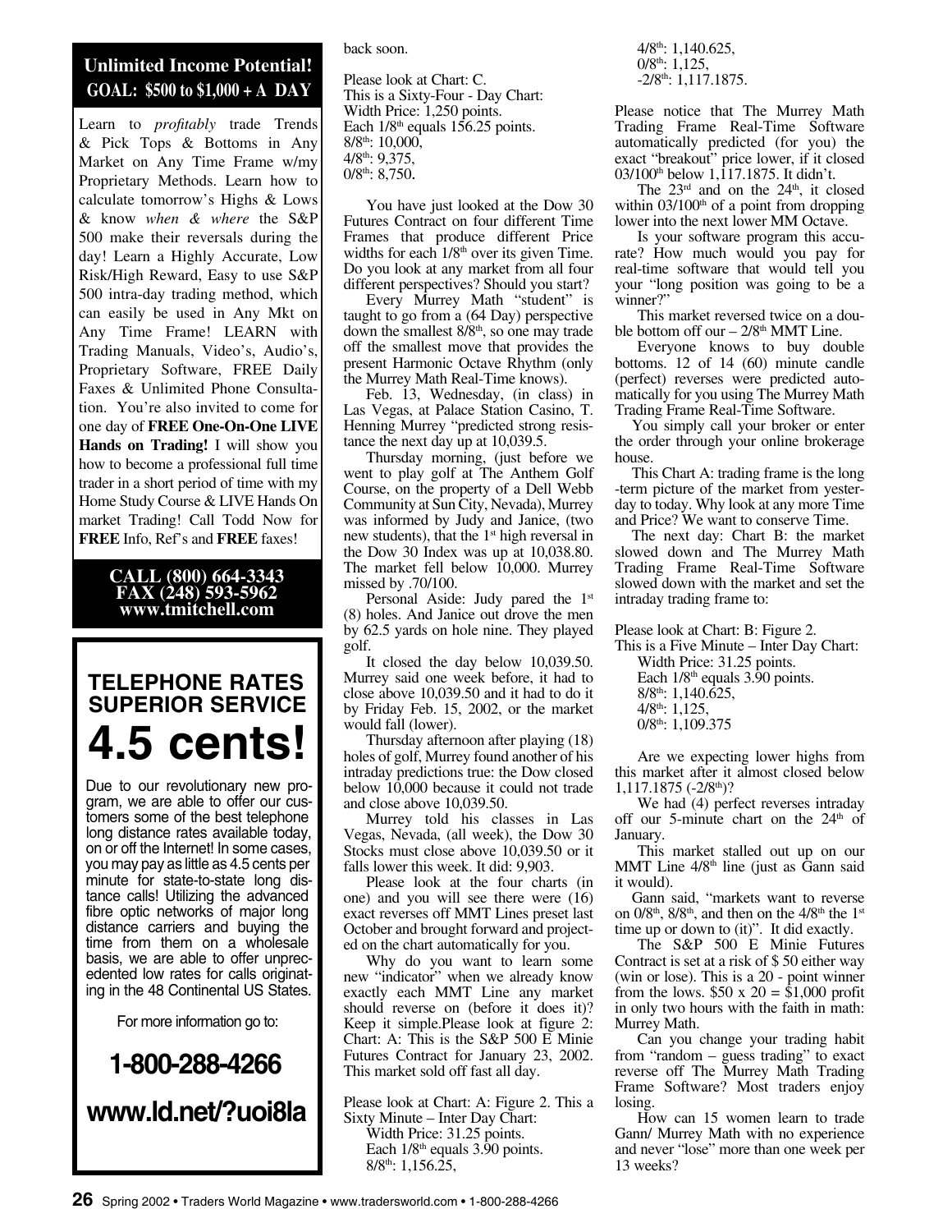## Unlimited Income Potential!
### GOAL: $500 to $1,000 + A DAY

Learn to *profitably* trade Trends & Pick Tops & Bottoms in Any Market on Any Time Frame w/my Proprietary Methods. Learn how to calculate tomorrow's Highs & Lows & know *when & where* the S&P 500 make their reversals during the day! Learn a Highly Accurate, Low Risk/High Reward, Easy to use S&P 500 intra-day trading method, which can easily be used in Any Mkt on Any Time Frame! LEARN with Trading Manuals, Video's, Audio's, Proprietary Software, FREE Daily Faxes & Unlimited Phone Consultation. You're also invited to come for one day of **FREE One-On-One LIVE Hands on Trading!** I will show you how to become a professional full time trader in a short period of time with my Home Study Course & LIVE Hands On market Trading! Call Todd Now for **FREE** Info, Ref's and **FREE** faxes!

**CALL (800) 664-3343**
**FAX (248) 593-5962**
**www.tmitchell.com**

## TELEPHONE RATES SUPERIOR SERVICE
# 4.5 cents!

Due to our revolutionary new program, we are able to offer our customers some of the best telephone long distance rates available today, on or off the Internet! In some cases, you may pay as little as 4.5 cents per minute for state-to-state long distance calls! Utilizing the advanced fibre optic networks of major long distance carriers and buying the time from them on a wholesale basis, we are able to offer unprecedented low rates for calls originating in the 48 Continental US States.

For more information go to:

**1-800-288-4266**

**www.ld.net/?uoi8la**

back soon.

Please look at Chart: C.
This is a Sixty-Four - Day Chart:
Width Price: 1,250 points.
Each 1/8th equals 156.25 points.
8/8th: 10,000,
4/8th: 9,375,
0/8th: 8,750.

You have just looked at the Dow 30 Futures Contract on four different Time Frames that produce different Price widths for each 1/8th over its given Time. Do you look at any market from all four different perspectives? Should you start?

Every Murrey Math "student" is taught to go from a (64 Day) perspective down the smallest 8/8th, so one may trade off the smallest move that provides the present Harmonic Octave Rhythm (only the Murrey Math Real-Time knows).

Feb. 13, Wednesday, (in class) in Las Vegas, at Palace Station Casino, T. Henning Murrey "predicted strong resistance the next day up at 10,039.5.

Thursday morning, (just before we went to play golf at The Anthem Golf Course, on the property of a Dell Webb Community at Sun City, Nevada), Murrey was informed by Judy and Janice, (two new students), that the 1st high reversal in the Dow 30 Index was up at 10,038.80. The market fell below 10,000. Murrey missed by .70/100.

Personal Aside: Judy pared the 1st (8) holes. And Janice out drove the men by 62.5 yards on hole nine. They played golf.

It closed the day below 10,039.50. Murrey said one week before, it had to close above 10,039.50 and it had to do it by Friday Feb. 15, 2002, or the market would fall (lower).

Thursday afternoon after playing (18) holes of golf, Murrey found another of his intraday predictions true: the Dow closed below 10,000 because it could not trade and close above 10,039.50.

Murrey told his classes in Las Vegas, Nevada, (all week), the Dow 30 Stocks must close above 10,039.50 or it falls lower this week. It did: 9,903.

Please look at the four charts (in one) and you will see there were (16) exact reverses off MMT Lines preset last October and brought forward and projected on the chart automatically for you.

Why do you want to learn some new "indicator" when we already know exactly each MMT Line any market should reverse on (before it does it)? Keep it simple.Please look at figure 2: Chart: A: This is the S&P 500 E Minie Futures Contract for January 23, 2002. This market sold off fast all day.

Please look at Chart: A: Figure 2. This a Sixty Minute – Inter Day Chart:
Width Price: 31.25 points.
Each 1/8th equals 3.90 points.
8/8th: 1,156.25,
4/8th: 1,140.625,
0/8th: 1,125,
-2/8th: 1,117.1875.

Please notice that The Murrey Math Trading Frame Real-Time Software automatically predicted (for you) the exact "breakout" price lower, if it closed 03/100th below 1,117.1875. It didn't.

The 23rd and on the 24th, it closed within 03/100th of a point from dropping lower into the next lower MM Octave.

Is your software program this accurate? How much would you pay for real-time software that would tell you your "long position was going to be a winner?"

This market reversed twice on a double bottom off our – 2/8th MMT Line.

Everyone knows to buy double bottoms. 12 of 14 (60) minute candle (perfect) reverses were predicted automatically for you using The Murrey Math Trading Frame Real-Time Software.

You simply call your broker or enter the order through your online brokerage house.

This Chart A: trading frame is the long -term picture of the market from yesterday to today. Why look at any more Time and Price? We want to conserve Time.

The next day: Chart B: the market slowed down and The Murrey Math Trading Frame Real-Time Software slowed down with the market and set the intraday trading frame to:

Please look at Chart: B: Figure 2.
This is a Five Minute – Inter Day Chart:
Width Price: 31.25 points.
Each 1/8th equals 3.90 points.
8/8th: 1,140.625,
4/8th: 1,125,
0/8th: 1,109.375

Are we expecting lower highs from this market after it almost closed below 1,117.1875 (-2/8th)?

We had (4) perfect reverses intraday off our 5-minute chart on the 24th of January.

This market stalled out up on our MMT Line 4/8th line (just as Gann said it would).

Gann said, "markets want to reverse on 0/8th, 8/8th, and then on the 4/8th the 1st time up or down to (it)". It did exactly.

The S&P 500 E Minie Futures Contract is set at a risk of $ 50 either way (win or lose). This is a 20 - point winner from the lows. $50 x 20 = $1,000 profit in only two hours with the faith in math: Murrey Math.

Can you change your trading habit from "random – guess trading" to exact reverse off The Murrey Math Trading Frame Software? Most traders enjoy losing.

How can 15 women learn to trade Gann/ Murrey Math with no experience and never "lose" more than one week per 13 weeks?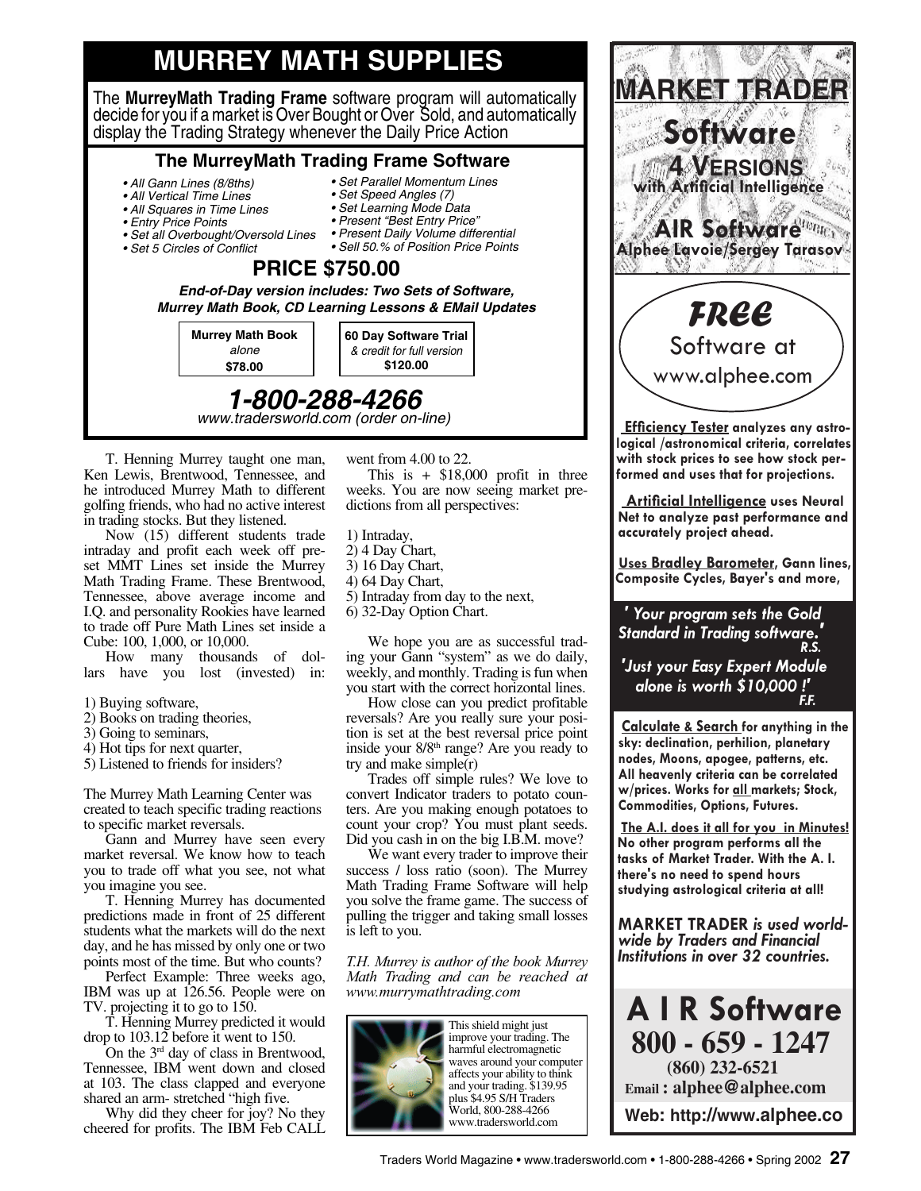# MURREY MATH SUPPLIES

The **MurreyMath Trading Frame** software program will automatically decide for you if a market is Over Bought or Over Sold, and automatically display the Trading Strategy whenever the Daily Price Action

## The MurreyMath Trading Frame Software

- *All Gann Lines (8/8ths)*
- *All Vertical Time Lines*
- *All Squares in Time Lines*
- *Entry Price Points*
- *Set all Overbought/Oversold Lines*
- *Set 5 Circles of Conflict*
- *Set Parallel Momentum Lines*
- *Set Speed Angles (7)*
- *Set Learning Mode Data*
- *Present "Best Entry Price"*
- *Present Daily Volume differential*
- *Sell 50.% of Position Price Points*

## PRICE $750.00

***End-of-Day version includes: Two Sets of Software, Murrey Math Book, CD Learning Lessons & EMail Updates***

**Murrey Math Book**
*alone*
**$78.00**

**60 Day Software Trial**
*& credit for full version*
**$120.00**

***1-800-288-4266***
*www.tradersworld.com (order on-line)*

T. Henning Murrey taught one man, Ken Lewis, Brentwood, Tennessee, and he introduced Murrey Math to different golfing friends, who had no active interest in trading stocks. But they listened.

Now (15) different students trade intraday and profit each week off preset MMT Lines set inside the Murrey Math Trading Frame. These Brentwood, Tennessee, above average income and I.Q. and personality Rookies have learned to trade off Pure Math Lines set inside a Cube: 100, 1,000, or 10,000.

How many thousands of dollars have you lost (invested) in:

1) Buying software,
2) Books on trading theories,
3) Going to seminars,
4) Hot tips for next quarter,
5) Listened to friends for insiders?

The Murrey Math Learning Center was created to teach specific trading reactions to specific market reversals.

Gann and Murrey have seen every market reversal. We know how to teach you to trade off what you see, not what you imagine you see.

T. Henning Murrey has documented predictions made in front of 25 different students what the markets will do the next day, and he has missed by only one or two points most of the time. But who counts?

Perfect Example: Three weeks ago, IBM was up at 126.56. People were on TV. projecting it to go to 150.

T. Henning Murrey predicted it would drop to 103.12 before it went to 150.

On the 3rd day of class in Brentwood, Tennessee, IBM went down and closed at 103. The class clapped and everyone shared an arm- stretched "high five.

Why did they cheer for joy? No they cheered for profits. The IBM Feb CALL went from 4.00 to 22.

This is + $18,000 profit in three weeks. You are now seeing market predictions from all perspectives:

1) Intraday,
2) 4 Day Chart,
3) 16 Day Chart,
4) 64 Day Chart,
5) Intraday from day to the next,
6) 32-Day Option Chart.

We hope you are as successful trading your Gann "system" as we do daily, weekly, and monthly. Trading is fun when you start with the correct horizontal lines.

How close can you predict profitable reversals? Are you really sure your position is set at the best reversal price point inside your 8/8th range? Are you ready to try and make simple(r)

Trades off simple rules? We love to convert Indicator traders to potato counters. Are you making enough potatoes to count your crop? You must plant seeds. Did you cash in on the big I.B.M. move?

We want every trader to improve their success / loss ratio (soon). The Murrey Math Trading Frame Software will help you solve the frame game. The success of pulling the trigger and taking small losses is left to you.

*T.H. Murrey is author of the book Murrey Math Trading and can be reached at www.murrymathtrading.com*

This shield might just improve your trading. The harmful electromagnetic waves around your computer affects your ability to think and your trading. $139.95 plus $4.95 S/H Traders World, 800-288-4266 www.tradersworld.com

# MARKET TRADER

## Software

## 4 VERSIONS

**with Artificial Intelligence**

## AIR Software

**Alphee Lavoie/Sergey Tarasov**

***FREE***
Software at
www.alphee.com

**Efficiency Tester analyzes any astrological /astronomical criteria, correlates with stock prices to see how stock performed and uses that for projections.**

**Artificial Intelligence uses Neural Net to analyze past performance and accurately project ahead.**

**Uses Bradley Barometer, Gann lines, Composite Cycles, Bayer's and more,**

***' Your program sets the Gold Standard in Trading software.'***
***R.S.***

***'Just your Easy Expert Module alone is worth $10,000 !'***
***F.F.***

**Calculate & Search for anything in the sky: declination, perhilion, planetary nodes, Moons, apogee, patterns, etc. All heavenly criteria can be correlated w/prices. Works for all markets; Stock, Commodities, Options, Futures.**

**The A.I. does it all for you in Minutes! No other program performs all the tasks of Market Trader. With the A. I. there's no need to spend hours studying astrological criteria at all!**

**MARKET TRADER *is used worldwide by Traders and Financial Institutions in over 32 countries.***

# A I R Software

**800 - 659 - 1247**
**(860) 232-6521**
**Email : alphee@alphee.com**
**Web: http://www.alphee.co**